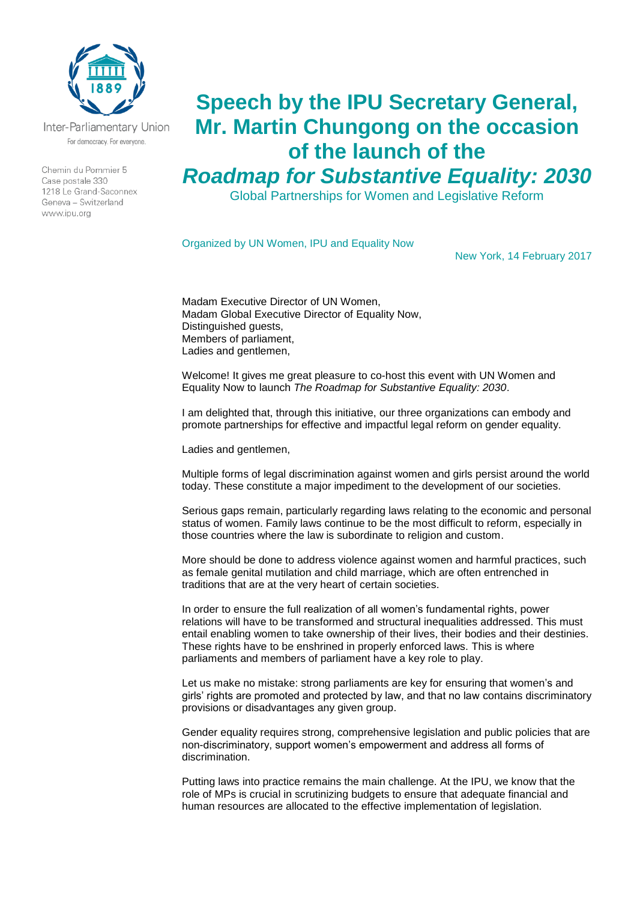Inter-Parliamentary Union

For democracy. For everyone.

Chemin du Pommier 5
Case postale 330
1218 Le Grand-Saconnex
Geneva – Switzerland
www.ipu.org

# Speech by the IPU Secretary General, Mr. Martin Chungong on the occasion of the launch of the *Roadmap for Substantive Equality: 2030*

Global Partnerships for Women and Legislative Reform

Organized by UN Women, IPU and Equality Now

New York, 14 February 2017

Madam Executive Director of UN Women,
Madam Global Executive Director of Equality Now,
Distinguished guests,
Members of parliament,
Ladies and gentlemen,

Welcome! It gives me great pleasure to co-host this event with UN Women and Equality Now to launch *The Roadmap for Substantive Equality: 2030*.

I am delighted that, through this initiative, our three organizations can embody and promote partnerships for effective and impactful legal reform on gender equality.

Ladies and gentlemen,

Multiple forms of legal discrimination against women and girls persist around the world today. These constitute a major impediment to the development of our societies.

Serious gaps remain, particularly regarding laws relating to the economic and personal status of women. Family laws continue to be the most difficult to reform, especially in those countries where the law is subordinate to religion and custom.

More should be done to address violence against women and harmful practices, such as female genital mutilation and child marriage, which are often entrenched in traditions that are at the very heart of certain societies.

In order to ensure the full realization of all women's fundamental rights, power relations will have to be transformed and structural inequalities addressed. This must entail enabling women to take ownership of their lives, their bodies and their destinies. These rights have to be enshrined in properly enforced laws. This is where parliaments and members of parliament have a key role to play.

Let us make no mistake: strong parliaments are key for ensuring that women's and girls' rights are promoted and protected by law, and that no law contains discriminatory provisions or disadvantages any given group.

Gender equality requires strong, comprehensive legislation and public policies that are non-discriminatory, support women's empowerment and address all forms of discrimination.

Putting laws into practice remains the main challenge. At the IPU, we know that the role of MPs is crucial in scrutinizing budgets to ensure that adequate financial and human resources are allocated to the effective implementation of legislation.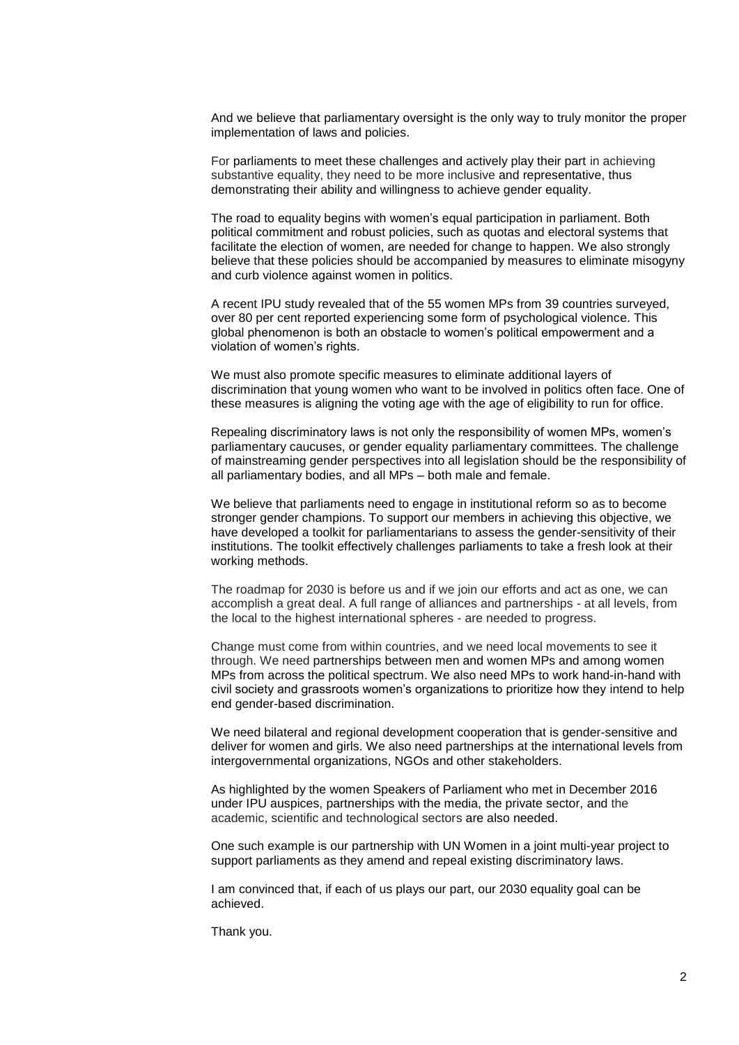And we believe that parliamentary oversight is the only way to truly monitor the proper implementation of laws and policies.

For parliaments to meet these challenges and actively play their part in achieving substantive equality, they need to be more inclusive and representative, thus demonstrating their ability and willingness to achieve gender equality.

The road to equality begins with women's equal participation in parliament. Both political commitment and robust policies, such as quotas and electoral systems that facilitate the election of women, are needed for change to happen. We also strongly believe that these policies should be accompanied by measures to eliminate misogyny and curb violence against women in politics.

A recent IPU study revealed that of the 55 women MPs from 39 countries surveyed, over 80 per cent reported experiencing some form of psychological violence. This global phenomenon is both an obstacle to women's political empowerment and a violation of women's rights.

We must also promote specific measures to eliminate additional layers of discrimination that young women who want to be involved in politics often face. One of these measures is aligning the voting age with the age of eligibility to run for office.

Repealing discriminatory laws is not only the responsibility of women MPs, women's parliamentary caucuses, or gender equality parliamentary committees. The challenge of mainstreaming gender perspectives into all legislation should be the responsibility of all parliamentary bodies, and all MPs – both male and female.

We believe that parliaments need to engage in institutional reform so as to become stronger gender champions. To support our members in achieving this objective, we have developed a toolkit for parliamentarians to assess the gender-sensitivity of their institutions. The toolkit effectively challenges parliaments to take a fresh look at their working methods.

The roadmap for 2030 is before us and if we join our efforts and act as one, we can accomplish a great deal. A full range of alliances and partnerships - at all levels, from the local to the highest international spheres - are needed to progress.

Change must come from within countries, and we need local movements to see it through. We need partnerships between men and women MPs and among women MPs from across the political spectrum. We also need MPs to work hand-in-hand with civil society and grassroots women's organizations to prioritize how they intend to help end gender-based discrimination.

We need bilateral and regional development cooperation that is gender-sensitive and deliver for women and girls. We also need partnerships at the international levels from intergovernmental organizations, NGOs and other stakeholders.

As highlighted by the women Speakers of Parliament who met in December 2016 under IPU auspices, partnerships with the media, the private sector, and the academic, scientific and technological sectors are also needed.

One such example is our partnership with UN Women in a joint multi-year project to support parliaments as they amend and repeal existing discriminatory laws.

I am convinced that, if each of us plays our part, our 2030 equality goal can be achieved.

Thank you.